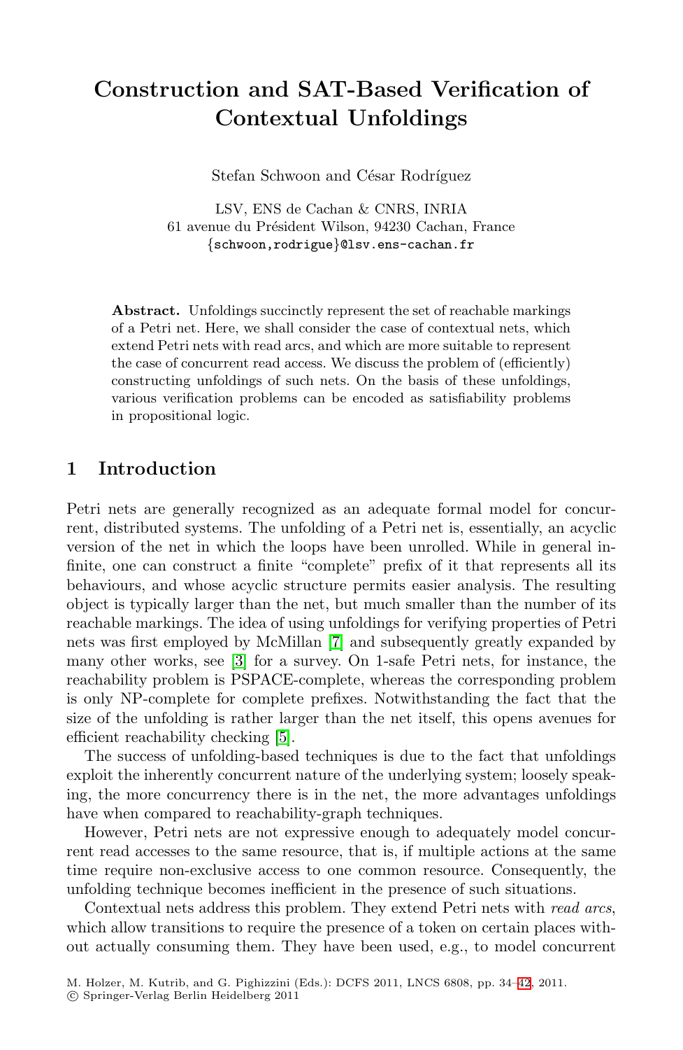# Construction and SAT-Based Verification of Contextual Unfoldings

Stefan Schwoon and César Rodríguez

LSV, ENS de Cachan & CNRS, INRIA
61 avenue du Président Wilson, 94230 Cachan, France
{schwoon,rodrigue}@lsv.ens-cachan.fr

**Abstract.** Unfoldings succinctly represent the set of reachable markings of a Petri net. Here, we shall consider the case of contextual nets, which extend Petri nets with read arcs, and which are more suitable to represent the case of concurrent read access. We discuss the problem of (efficiently) constructing unfoldings of such nets. On the basis of these unfoldings, various verification problems can be encoded as satisfiability problems in propositional logic.

## 1 Introduction

Petri nets are generally recognized as an adequate formal model for concurrent, distributed systems. The unfolding of a Petri net is, essentially, an acyclic version of the net in which the loops have been unrolled. While in general infinite, one can construct a finite "complete" prefix of it that represents all its behaviours, and whose acyclic structure permits easier analysis. The resulting object is typically larger than the net, but much smaller than the number of its reachable markings. The idea of using unfoldings for verifying properties of Petri nets was first employed by McMillan [7] and subsequently greatly expanded by many other works, see [3] for a survey. On 1-safe Petri nets, for instance, the reachability problem is PSPACE-complete, whereas the corresponding problem is only NP-complete for complete prefixes. Notwithstanding the fact that the size of the unfolding is rather larger than the net itself, this opens avenues for efficient reachability checking [5].

The success of unfolding-based techniques is due to the fact that unfoldings exploit the inherently concurrent nature of the underlying system; loosely speaking, the more concurrency there is in the net, the more advantages unfoldings have when compared to reachability-graph techniques.

However, Petri nets are not expressive enough to adequately model concurrent read accesses to the same resource, that is, if multiple actions at the same time require non-exclusive access to one common resource. Consequently, the unfolding technique becomes inefficient in the presence of such situations.

Contextual nets address this problem. They extend Petri nets with *read arcs*, which allow transitions to require the presence of a token on certain places without actually consuming them. They have been used, e.g., to model concurrent

M. Holzer, M. Kutrib, and G. Pighizzini (Eds.): DCFS 2011, LNCS 6808, pp. 34–42, 2011.
© Springer-Verlag Berlin Heidelberg 2011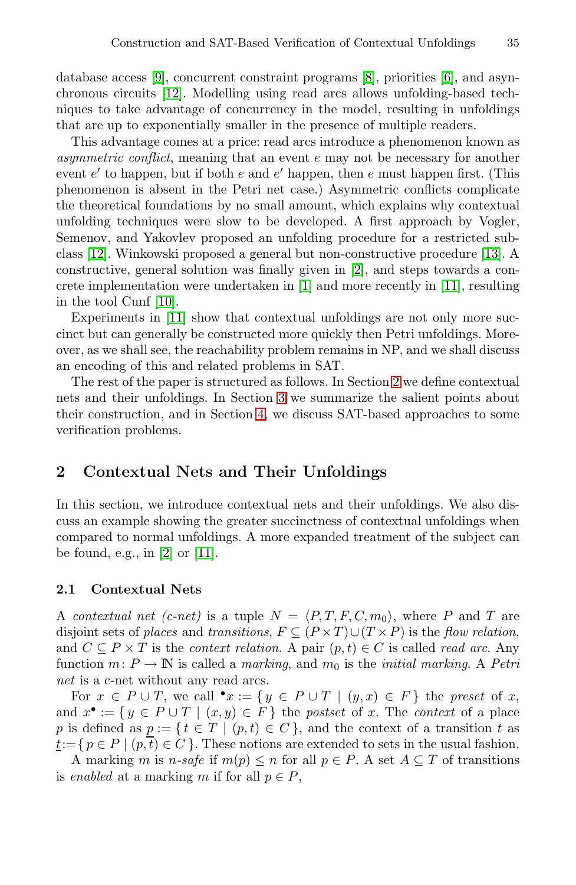database access [9], concurrent constraint programs [8], priorities [6], and asynchronous circuits [12]. Modelling using read arcs allows unfolding-based techniques to take advantage of concurrency in the model, resulting in unfoldings that are up to exponentially smaller in the presence of multiple readers.

This advantage comes at a price: read arcs introduce a phenomenon known as *asymmetric conflict*, meaning that an event $e$ may not be necessary for another event $e'$ to happen, but if both $e$ and $e'$ happen, then $e$ must happen first. (This phenomenon is absent in the Petri net case.) Asymmetric conflicts complicate the theoretical foundations by no small amount, which explains why contextual unfolding techniques were slow to be developed. A first approach by Vogler, Semenov, and Yakovlev proposed an unfolding procedure for a restricted subclass [12]. Winkowski proposed a general but non-constructive procedure [13]. A constructive, general solution was finally given in [2], and steps towards a concrete implementation were undertaken in [1] and more recently in [11], resulting in the tool Cunf [10].

Experiments in [11] show that contextual unfoldings are not only more succinct but can generally be constructed more quickly then Petri unfoldings. Moreover, as we shall see, the reachability problem remains in NP, and we shall discuss an encoding of this and related problems in SAT.

The rest of the paper is structured as follows. In Section 2 we define contextual nets and their unfoldings. In Section 3 we summarize the salient points about their construction, and in Section 4, we discuss SAT-based approaches to some verification problems.

## 2 Contextual Nets and Their Unfoldings

In this section, we introduce contextual nets and their unfoldings. We also discuss an example showing the greater succinctness of contextual unfoldings when compared to normal unfoldings. A more expanded treatment of the subject can be found, e.g., in [2] or [11].

### 2.1 Contextual Nets

A *contextual net (c-net)* is a tuple $N = \langle P, T, F, C, m_0 \rangle$, where $P$ and $T$ are disjoint sets of *places* and *transitions*, $F \subseteq (P \times T) \cup (T \times P)$ is the *flow relation*, and $C \subseteq P \times T$ is the *context relation*. A pair $(p,t) \in C$ is called *read arc*. Any function $m \colon P \to \mathbb{N}$ is called a *marking*, and $m_0$ is the *initial marking*. A *Petri net* is a c-net without any read arcs.

For $x \in P \cup T$, we call ${}^\bullet x := \{\, y \in P \cup T \mid (y,x) \in F \,\}$ the *preset* of $x$, and $x^\bullet := \{\, y \in P \cup T \mid (x,y) \in F \,\}$ the *postset* of $x$. The *context* of a place $p$ is defined as $\underline{p} := \{\, t \in T \mid (p,t) \in C \,\}$, and the context of a transition $t$ as $\underline{t} := \{\, p \in P \mid (p,t) \in C \,\}$. These notions are extended to sets in the usual fashion.

A marking $m$ is *$n$-safe* if $m(p) \leq n$ for all $p \in P$. A set $A \subseteq T$ of transitions is *enabled* at a marking $m$ if for all $p \in P$,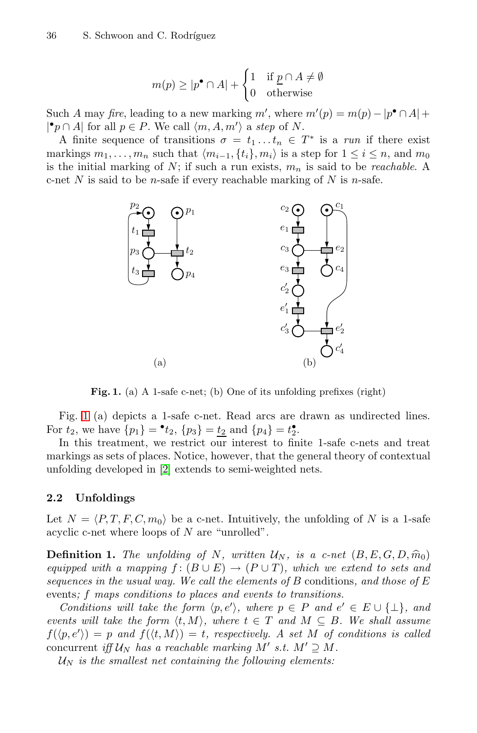$$m(p) \geq |p^\bullet \cap A| + \begin{cases} 1 & \text{if } \underline{p} \cap A \neq \emptyset \\ 0 & \text{otherwise} \end{cases}$$

Such $A$ may *fire*, leading to a new marking $m'$, where $m'(p) = m(p) - |p^\bullet \cap A| + |{}^\bullet p \cap A|$ for all $p \in P$. We call $\langle m, A, m' \rangle$ a *step* of $N$.

A finite sequence of transitions $\sigma = t_1 \ldots t_n \in T^*$ is a *run* if there exist markings $m_1, \ldots, m_n$ such that $\langle m_{i-1}, \{t_i\}, m_i \rangle$ is a step for $1 \leq i \leq n$, and $m_0$ is the initial marking of $N$; if such a run exists, $m_n$ is said to be *reachable*. A c-net $N$ is said to be $n$-safe if every reachable marking of $N$ is $n$-safe.

**Fig. 1.** (a) A 1-safe c-net; (b) One of its unfolding prefixes (right)

Fig. 1 (a) depicts a 1-safe c-net. Read arcs are drawn as undirected lines. For $t_2$, we have $\{p_1\} = {}^\bullet t_2$, $\{p_3\} = \underline{t_2}$ and $\{p_4\} = t_2^\bullet$.

In this treatment, we restrict our interest to finite 1-safe c-nets and treat markings as sets of places. Notice, however, that the general theory of contextual unfolding developed in [2] extends to semi-weighted nets.

### 2.2 Unfoldings

Let $N = \langle P, T, F, C, m_0 \rangle$ be a c-net. Intuitively, the unfolding of $N$ is a 1-safe acyclic c-net where loops of $N$ are "unrolled".

**Definition 1.** *The unfolding of $N$, written $\mathcal{U}_N$, is a c-net $(B, E, G, D, \widehat{m}_0)$ equipped with a mapping $f \colon (B \cup E) \to (P \cup T)$, which we extend to sets and sequences in the usual way. We call the elements of $B$* conditions*, and those of $E$* events*; $f$ maps conditions to places and events to transitions.*

*Conditions will take the form $\langle p, e' \rangle$, where $p \in P$ and $e' \in E \cup \{\bot\}$, and events will take the form $\langle t, M \rangle$, where $t \in T$ and $M \subseteq B$. We shall assume $f(\langle p, e' \rangle) = p$ and $f(\langle t, M \rangle) = t$, respectively. A set $M$ of conditions is called* concurrent *iff $\mathcal{U}_N$ has a reachable marking $M'$ s.t. $M' \supseteq M$.*

*$\mathcal{U}_N$ is the smallest net containing the following elements:*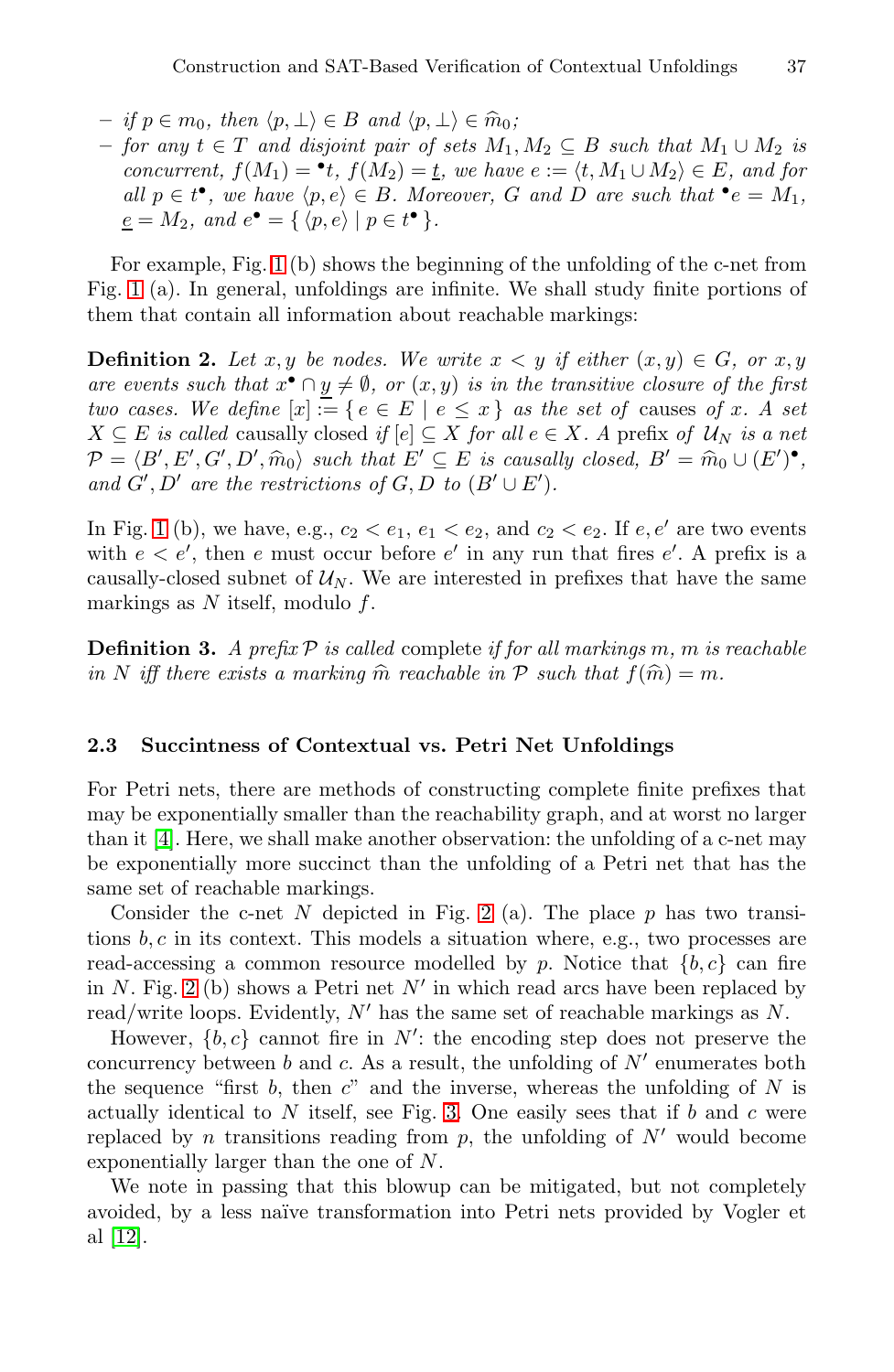- if $p \in m_0$, then $\langle p, \bot \rangle \in B$ and $\langle p, \bot \rangle \in \widehat{m}_0$;
- for any $t \in T$ and disjoint pair of sets $M_1, M_2 \subseteq B$ such that $M_1 \cup M_2$ is concurrent, $f(M_1) = {}^{\bullet}t$, $f(M_2) = \underline{t}$, we have $e := \langle t, M_1 \cup M_2 \rangle \in E$, and for all $p \in t^{\bullet}$, we have $\langle p, e \rangle \in B$. Moreover, $G$ and $D$ are such that ${}^{\bullet}e = M_1$, $\underline{e} = M_2$, and $e^{\bullet} = \{ \langle p, e \rangle \mid p \in t^{\bullet} \}$.

For example, Fig. 1 (b) shows the beginning of the unfolding of the c-net from Fig. 1 (a). In general, unfoldings are infinite. We shall study finite portions of them that contain all information about reachable markings:

**Definition 2.** *Let $x, y$ be nodes. We write $x < y$ if either $(x, y) \in G$, or $x, y$ are events such that $x^{\bullet} \cap \underline{y} \neq \emptyset$, or $(x, y)$ is in the transitive closure of the first two cases. We define $[x] := \{ e \in E \mid e \leq x \}$ as the set of* causes *of $x$. A set $X \subseteq E$ is called* causally closed *if $[e] \subseteq X$ for all $e \in X$. A* prefix *of $\mathcal{U}_N$ is a net $\mathcal{P} = \langle B', E', G', D', \widehat{m}_0 \rangle$ such that $E' \subseteq E$ is causally closed, $B' = \widehat{m}_0 \cup (E')^{\bullet}$, and $G', D'$ are the restrictions of $G, D$ to $(B' \cup E')$.*

In Fig. 1 (b), we have, e.g., $c_2 < e_1$, $e_1 < e_2$, and $c_2 < e_2$. If $e, e'$ are two events with $e < e'$, then $e$ must occur before $e'$ in any run that fires $e'$. A prefix is a causally-closed subnet of $\mathcal{U}_N$. We are interested in prefixes that have the same markings as $N$ itself, modulo $f$.

**Definition 3.** *A prefix $\mathcal{P}$ is called* complete *if for all markings $m$, $m$ is reachable in $N$ iff there exists a marking $\widehat{m}$ reachable in $\mathcal{P}$ such that $f(\widehat{m}) = m$.*

### 2.3 Succintness of Contextual vs. Petri Net Unfoldings

For Petri nets, there are methods of constructing complete finite prefixes that may be exponentially smaller than the reachability graph, and at worst no larger than it [4]. Here, we shall make another observation: the unfolding of a c-net may be exponentially more succinct than the unfolding of a Petri net that has the same set of reachable markings.

Consider the c-net $N$ depicted in Fig. 2 (a). The place $p$ has two transitions $b, c$ in its context. This models a situation where, e.g., two processes are read-accessing a common resource modelled by $p$. Notice that $\{b, c\}$ can fire in $N$. Fig. 2 (b) shows a Petri net $N'$ in which read arcs have been replaced by read/write loops. Evidently, $N'$ has the same set of reachable markings as $N$.

However, $\{b, c\}$ cannot fire in $N'$: the encoding step does not preserve the concurrency between $b$ and $c$. As a result, the unfolding of $N'$ enumerates both the sequence "first $b$, then $c$" and the inverse, whereas the unfolding of $N$ is actually identical to $N$ itself, see Fig. 3. One easily sees that if $b$ and $c$ were replaced by $n$ transitions reading from $p$, the unfolding of $N'$ would become exponentially larger than the one of $N$.

We note in passing that this blowup can be mitigated, but not completely avoided, by a less naïve transformation into Petri nets provided by Vogler et al [12].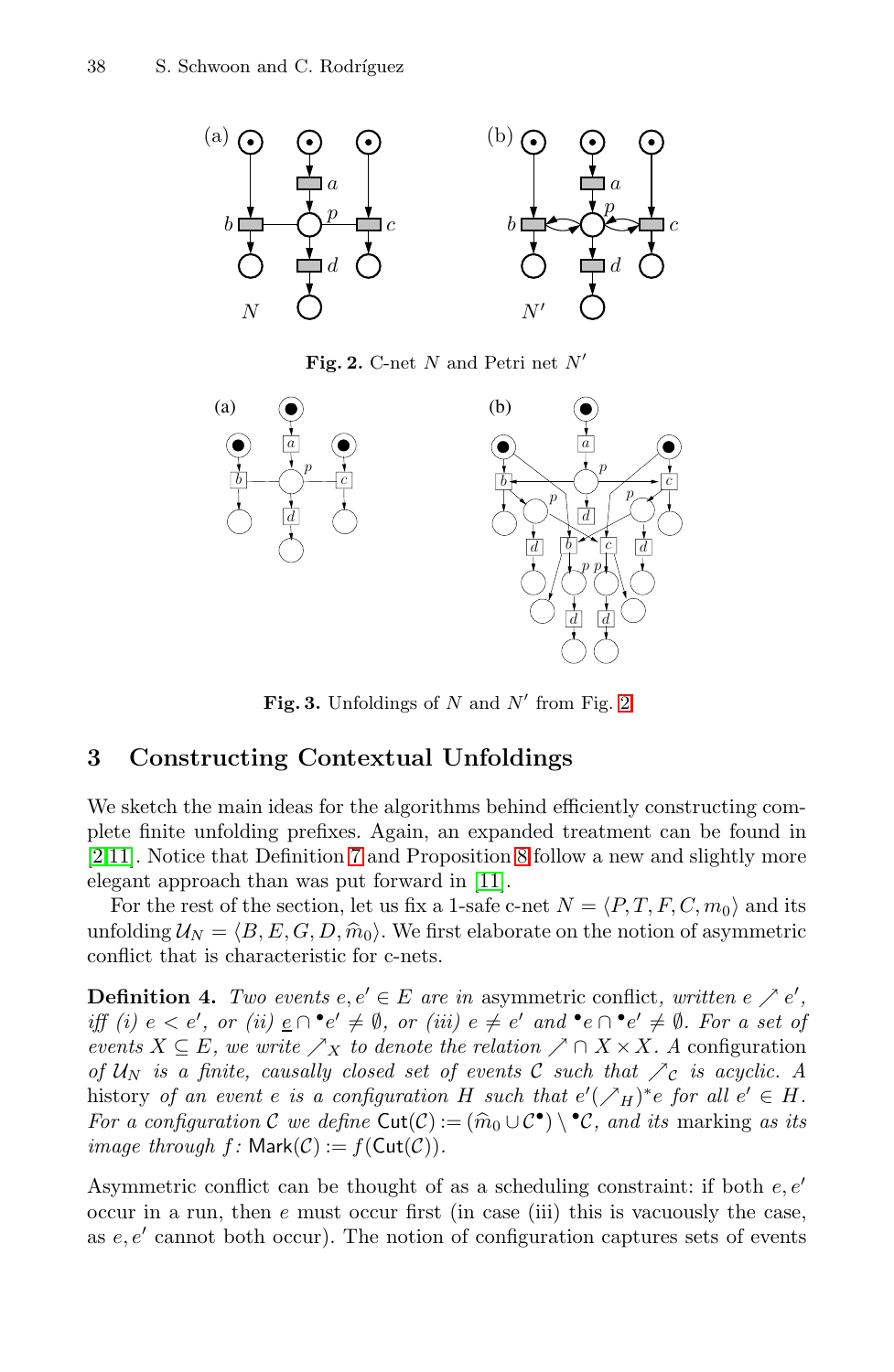**Fig. 2.** C-net $N$ and Petri net $N'$

**Fig. 3.** Unfoldings of $N$ and $N'$ from Fig. 2

## 3 Constructing Contextual Unfoldings

We sketch the main ideas for the algorithms behind efficiently constructing complete finite unfolding prefixes. Again, an expanded treatment can be found in [2,11]. Notice that Definition 7 and Proposition 8 follow a new and slightly more elegant approach than was put forward in [11].

For the rest of the section, let us fix a 1-safe c-net $N = \langle P, T, F, C, m_0 \rangle$ and its unfolding $\mathcal{U}_N = \langle B, E, G, D, \widehat{m}_0 \rangle$. We first elaborate on the notion of asymmetric conflict that is characteristic for c-nets.

**Definition 4.** *Two events $e, e' \in E$ are in* asymmetric conflict*, written $e \nearrow e'$, iff (i) $e < e'$, or (ii) $\underline{e} \cap {}^{\bullet}e' \neq \emptyset$, or (iii) $e \neq e'$ and ${}^{\bullet}e \cap {}^{\bullet}e' \neq \emptyset$. For a set of events $X \subseteq E$, we write $\nearrow_X$ to denote the relation $\nearrow \cap\, X \times X$. A* configuration *of $\mathcal{U}_N$ is a finite, causally closed set of events $\mathcal{C}$ such that $\nearrow_{\mathcal{C}}$ is acyclic. A* history *of an event $e$ is a configuration $H$ such that $e' (\nearrow_H)^* e$ for all $e' \in H$. For a configuration $\mathcal{C}$ we define $\mathsf{Cut}(\mathcal{C}) := (\widehat{m}_0 \cup \mathcal{C}^{\bullet}) \setminus {}^{\bullet}\mathcal{C}$, and its* marking *as its image through $f$: $\mathsf{Mark}(\mathcal{C}) := f(\mathsf{Cut}(\mathcal{C}))$.*

Asymmetric conflict can be thought of as a scheduling constraint: if both $e, e'$ occur in a run, then $e$ must occur first (in case (iii) this is vacuously the case, as $e, e'$ cannot both occur). The notion of configuration captures sets of events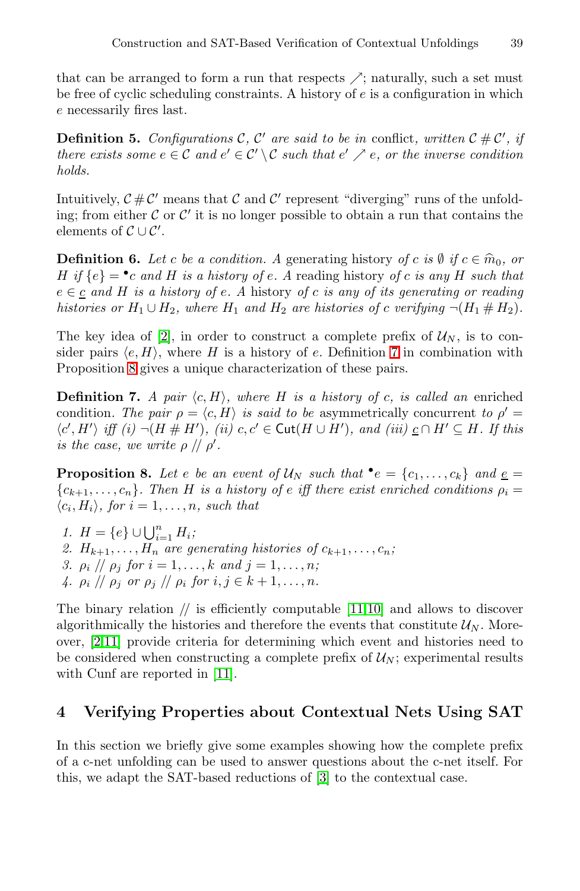that can be arranged to form a run that respects $\nearrow$; naturally, such a set must be free of cyclic scheduling constraints. A history of $e$ is a configuration in which $e$ necessarily fires last.

**Definition 5.** *Configurations $\mathcal{C}$, $\mathcal{C}'$ are said to be in* conflict*, written $\mathcal{C} \# \mathcal{C}'$, if there exists some $e \in \mathcal{C}$ and $e' \in \mathcal{C}' \setminus \mathcal{C}$ such that $e' \nearrow e$, or the inverse condition holds.*

Intuitively, $\mathcal{C} \# \mathcal{C}'$ means that $\mathcal{C}$ and $\mathcal{C}'$ represent "diverging" runs of the unfolding; from either $\mathcal{C}$ or $\mathcal{C}'$ it is no longer possible to obtain a run that contains the elements of $\mathcal{C} \cup \mathcal{C}'$.

**Definition 6.** *Let $c$ be a condition. A* generating history *of $c$ is $\emptyset$ if $c \in \widehat{m}_0$, or $H$ if $\{e\} = {}^\bullet c$ and $H$ is a history of $e$. A* reading history *of $c$ is any $H$ such that $e \in \underline{c}$ and $H$ is a history of $e$. A* history *of $c$ is any of its generating or reading histories or $H_1 \cup H_2$, where $H_1$ and $H_2$ are histories of $c$ verifying $\neg(H_1 \# H_2)$.*

The key idea of [2], in order to construct a complete prefix of $\mathcal{U}_N$, is to consider pairs $\langle e, H \rangle$, where $H$ is a history of $e$. Definition 7 in combination with Proposition 8 gives a unique characterization of these pairs.

**Definition 7.** *A pair $\langle c, H \rangle$, where $H$ is a history of $c$, is called an* enriched condition*. The pair $\rho = \langle c, H \rangle$ is said to be* asymmetrically concurrent *to $\rho' = \langle c', H' \rangle$ iff (i) $\neg(H \# H')$, (ii) $c, c' \in \mathsf{Cut}(H \cup H')$, and (iii) $\underline{c} \cap H' \subseteq H$. If this is the case, we write $\rho \mathbin{/\!/} \rho'$.*

**Proposition 8.** *Let $e$ be an event of $\mathcal{U}_N$ such that ${}^\bullet e = \{c_1, \ldots, c_k\}$ and $\underline{e} = \{c_{k+1}, \ldots, c_n\}$. Then $H$ is a history of $e$ iff there exist enriched conditions $\rho_i = \langle c_i, H_i \rangle$, for $i = 1, \ldots, n$, such that*

1. *$H = \{e\} \cup \bigcup_{i=1}^{n} H_i$;*
2. *$H_{k+1}, \ldots, H_n$ are generating histories of $c_{k+1}, \ldots, c_n$;*
3. *$\rho_i \mathbin{/\!/} \rho_j$ for $i = 1, \ldots, k$ and $j = 1, \ldots, n$;*
4. *$\rho_i \mathbin{/\!/} \rho_j$ or $\rho_j \mathbin{/\!/} \rho_i$ for $i, j \in k+1, \ldots, n$.*

The binary relation $/\!/$ is efficiently computable [11,10] and allows to discover algorithmically the histories and therefore the events that constitute $\mathcal{U}_N$. Moreover, [2,11] provide criteria for determining which event and histories need to be considered when constructing a complete prefix of $\mathcal{U}_N$; experimental results with Cunf are reported in [11].

## 4 Verifying Properties about Contextual Nets Using SAT

In this section we briefly give some examples showing how the complete prefix of a c-net unfolding can be used to answer questions about the c-net itself. For this, we adapt the SAT-based reductions of [3] to the contextual case.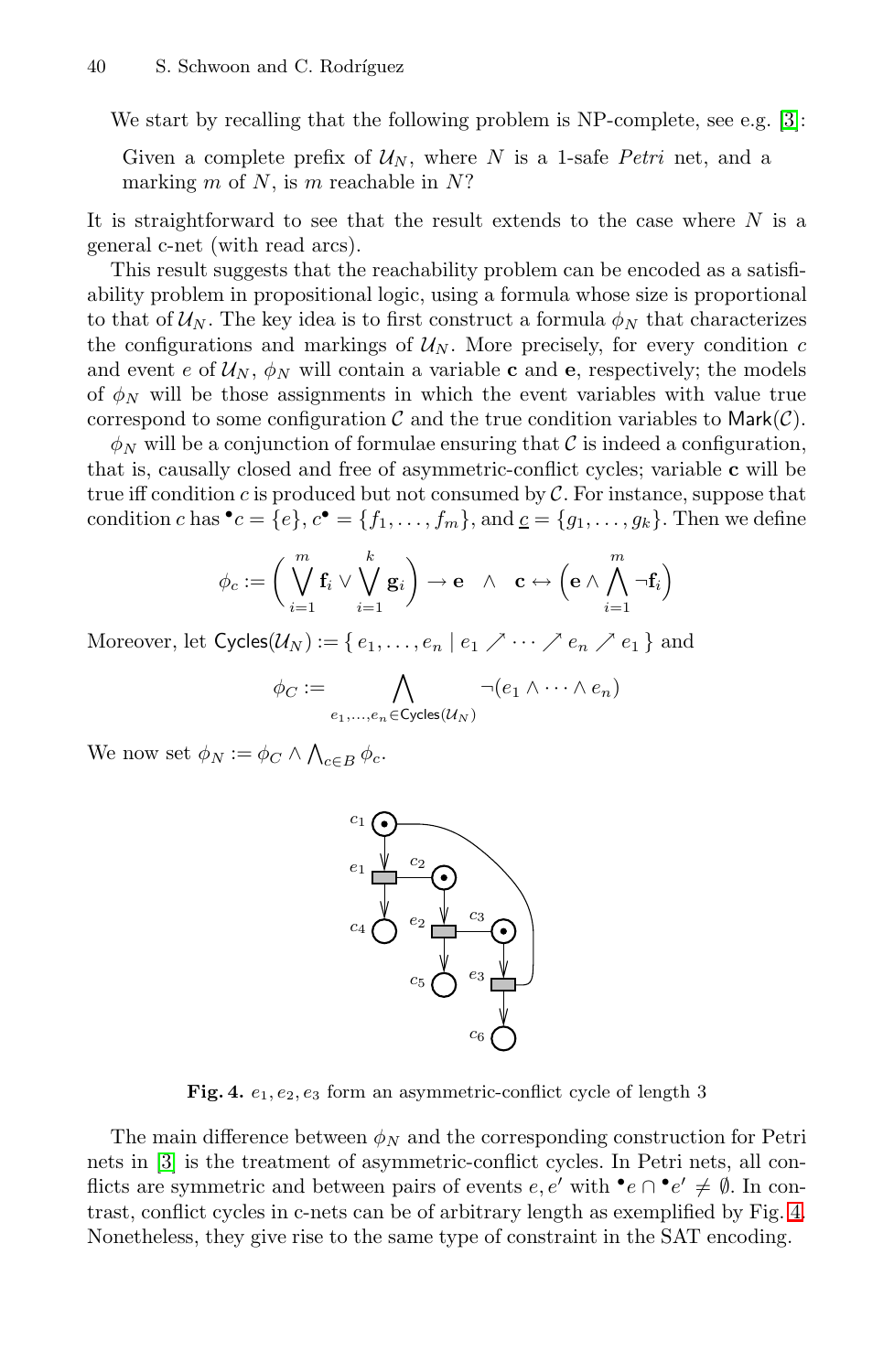We start by recalling that the following problem is NP-complete, see e.g. [3]:

> Given a complete prefix of $\mathcal{U}_N$, where $N$ is a 1-safe *Petri* net, and a marking $m$ of $N$, is $m$ reachable in $N$?

It is straightforward to see that the result extends to the case where $N$ is a general c-net (with read arcs).

This result suggests that the reachability problem can be encoded as a satisfiability problem in propositional logic, using a formula whose size is proportional to that of $\mathcal{U}_N$. The key idea is to first construct a formula $\phi_N$ that characterizes the configurations and markings of $\mathcal{U}_N$. More precisely, for every condition $c$ and event $e$ of $\mathcal{U}_N$, $\phi_N$ will contain a variable $\mathbf{c}$ and $\mathbf{e}$, respectively; the models of $\phi_N$ will be those assignments in which the event variables with value true correspond to some configuration $\mathcal{C}$ and the true condition variables to $\mathsf{Mark}(\mathcal{C})$.

$\phi_N$ will be a conjunction of formulae ensuring that $\mathcal{C}$ is indeed a configuration, that is, causally closed and free of asymmetric-conflict cycles; variable $\mathbf{c}$ will be true iff condition $c$ is produced but not consumed by $\mathcal{C}$. For instance, suppose that condition $c$ has ${}^\bullet c = \{e\}$, $c^\bullet = \{f_1, \ldots, f_m\}$, and $\underline{c} = \{g_1, \ldots, g_k\}$. Then we define

$$\phi_c := \left( \bigvee_{i=1}^{m} \mathbf{f}_i \vee \bigvee_{i=1}^{k} \mathbf{g}_i \right) \rightarrow \mathbf{e} \quad \wedge \quad \mathbf{c} \leftrightarrow \left( \mathbf{e} \wedge \bigwedge_{i=1}^{m} \neg \mathbf{f}_i \right)$$

Moreover, let $\mathsf{Cycles}(\mathcal{U}_N) := \{\, e_1, \ldots, e_n \mid e_1 \nearrow \cdots \nearrow e_n \nearrow e_1 \,\}$ and

$$\phi_C := \bigwedge_{e_1, \ldots, e_n \in \mathsf{Cycles}(\mathcal{U}_N)} \neg (e_1 \wedge \cdots \wedge e_n)$$

We now set $\phi_N := \phi_C \wedge \bigwedge_{c \in B} \phi_c$.

**Fig. 4.** $e_1, e_2, e_3$ form an asymmetric-conflict cycle of length 3

The main difference between $\phi_N$ and the corresponding construction for Petri nets in [3] is the treatment of asymmetric-conflict cycles. In Petri nets, all conflicts are symmetric and between pairs of events $e, e'$ with ${}^\bullet e \cap {}^\bullet e' \neq \emptyset$. In contrast, conflict cycles in c-nets can be of arbitrary length as exemplified by Fig. 4. Nonetheless, they give rise to the same type of constraint in the SAT encoding.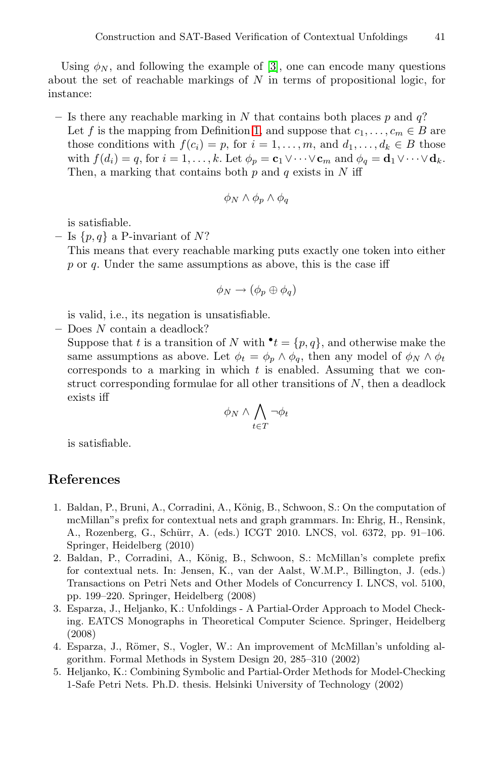Using $\phi_N$, and following the example of [3], one can encode many questions about the set of reachable markings of $N$ in terms of propositional logic, for instance:

- Is there any reachable marking in $N$ that contains both places $p$ and $q$?
  Let $f$ is the mapping from Definition 1, and suppose that $c_1, \ldots, c_m \in B$ are those conditions with $f(c_i) = p$, for $i = 1, \ldots, m$, and $d_1, \ldots, d_k \in B$ those with $f(d_i) = q$, for $i = 1, \ldots, k$. Let $\phi_p = \mathbf{c}_1 \vee \cdots \vee \mathbf{c}_m$ and $\phi_q = \mathbf{d}_1 \vee \cdots \vee \mathbf{d}_k$. Then, a marking that contains both $p$ and $q$ exists in $N$ iff

  $$\phi_N \wedge \phi_p \wedge \phi_q$$

  is satisfiable.
- Is $\{p, q\}$ a P-invariant of $N$?
  This means that every reachable marking puts exactly one token into either $p$ or $q$. Under the same assumptions as above, this is the case iff

  $$\phi_N \rightarrow (\phi_p \oplus \phi_q)$$

  is valid, i.e., its negation is unsatisfiable.
- Does $N$ contain a deadlock?
  Suppose that $t$ is a transition of $N$ with ${}^\bullet t = \{p, q\}$, and otherwise make the same assumptions as above. Let $\phi_t = \phi_p \wedge \phi_q$, then any model of $\phi_N \wedge \phi_t$ corresponds to a marking in which $t$ is enabled. Assuming that we construct corresponding formulae for all other transitions of $N$, then a deadlock exists iff

  $$\phi_N \wedge \bigwedge_{t \in T} \neg \phi_t$$

  is satisfiable.

## References

1. Baldan, P., Bruni, A., Corradini, A., König, B., Schwoon, S.: On the computation of mcMillan"s prefix for contextual nets and graph grammars. In: Ehrig, H., Rensink, A., Rozenberg, G., Schürr, A. (eds.) ICGT 2010. LNCS, vol. 6372, pp. 91–106. Springer, Heidelberg (2010)
2. Baldan, P., Corradini, A., König, B., Schwoon, S.: McMillan's complete prefix for contextual nets. In: Jensen, K., van der Aalst, W.M.P., Billington, J. (eds.) Transactions on Petri Nets and Other Models of Concurrency I. LNCS, vol. 5100, pp. 199–220. Springer, Heidelberg (2008)
3. Esparza, J., Heljanko, K.: Unfoldings - A Partial-Order Approach to Model Checking. EATCS Monographs in Theoretical Computer Science. Springer, Heidelberg (2008)
4. Esparza, J., Römer, S., Vogler, W.: An improvement of McMillan's unfolding algorithm. Formal Methods in System Design 20, 285–310 (2002)
5. Heljanko, K.: Combining Symbolic and Partial-Order Methods for Model-Checking 1-Safe Petri Nets. Ph.D. thesis. Helsinki University of Technology (2002)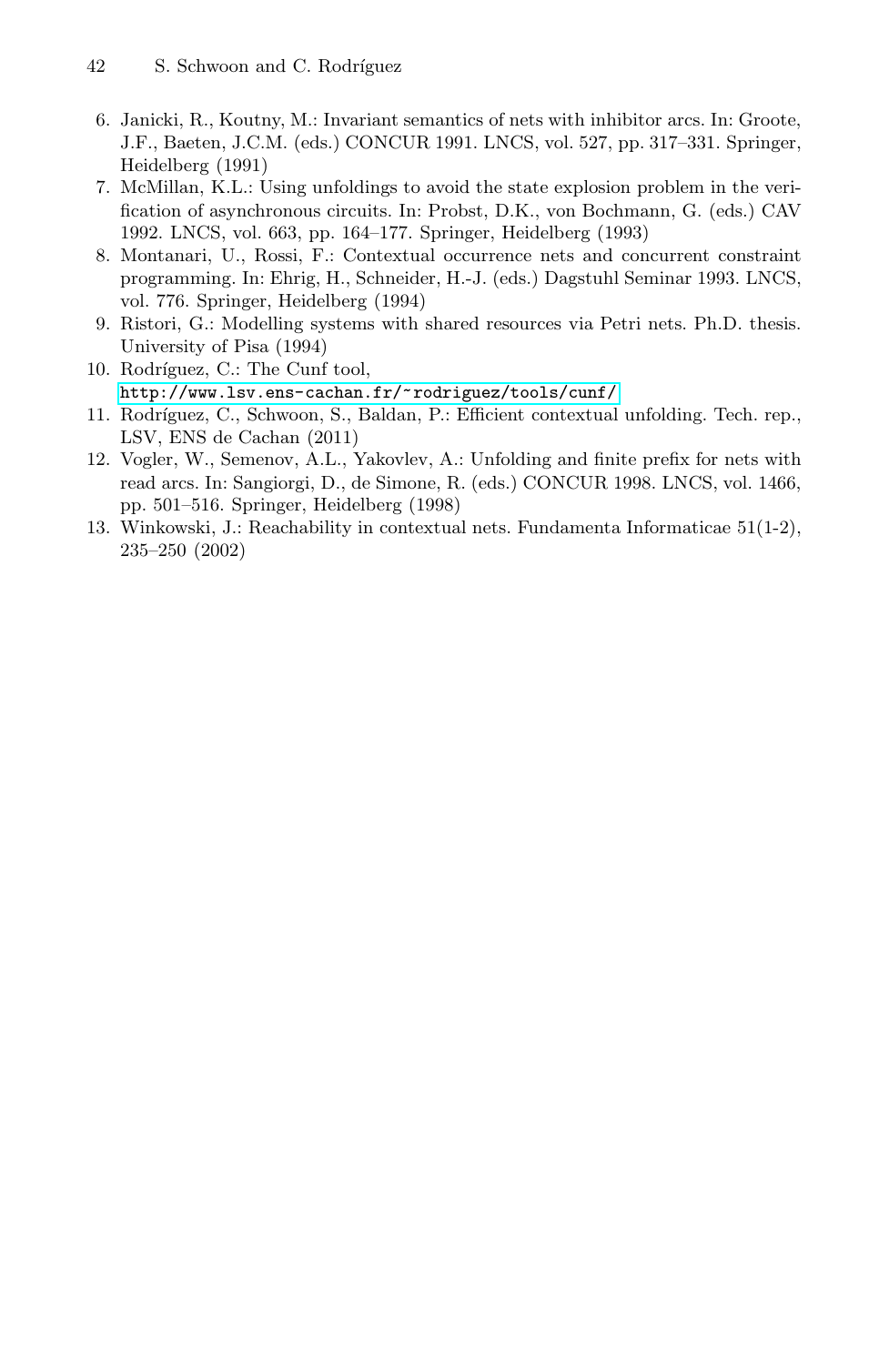6. Janicki, R., Koutny, M.: Invariant semantics of nets with inhibitor arcs. In: Groote, J.F., Baeten, J.C.M. (eds.) CONCUR 1991. LNCS, vol. 527, pp. 317–331. Springer, Heidelberg (1991)
7. McMillan, K.L.: Using unfoldings to avoid the state explosion problem in the verification of asynchronous circuits. In: Probst, D.K., von Bochmann, G. (eds.) CAV 1992. LNCS, vol. 663, pp. 164–177. Springer, Heidelberg (1993)
8. Montanari, U., Rossi, F.: Contextual occurrence nets and concurrent constraint programming. In: Ehrig, H., Schneider, H.-J. (eds.) Dagstuhl Seminar 1993. LNCS, vol. 776. Springer, Heidelberg (1994)
9. Ristori, G.: Modelling systems with shared resources via Petri nets. Ph.D. thesis. University of Pisa (1994)
10. Rodríguez, C.: The Cunf tool, http://www.lsv.ens-cachan.fr/~rodriguez/tools/cunf/
11. Rodríguez, C., Schwoon, S., Baldan, P.: Efficient contextual unfolding. Tech. rep., LSV, ENS de Cachan (2011)
12. Vogler, W., Semenov, A.L., Yakovlev, A.: Unfolding and finite prefix for nets with read arcs. In: Sangiorgi, D., de Simone, R. (eds.) CONCUR 1998. LNCS, vol. 1466, pp. 501–516. Springer, Heidelberg (1998)
13. Winkowski, J.: Reachability in contextual nets. Fundamenta Informaticae 51(1-2), 235–250 (2002)